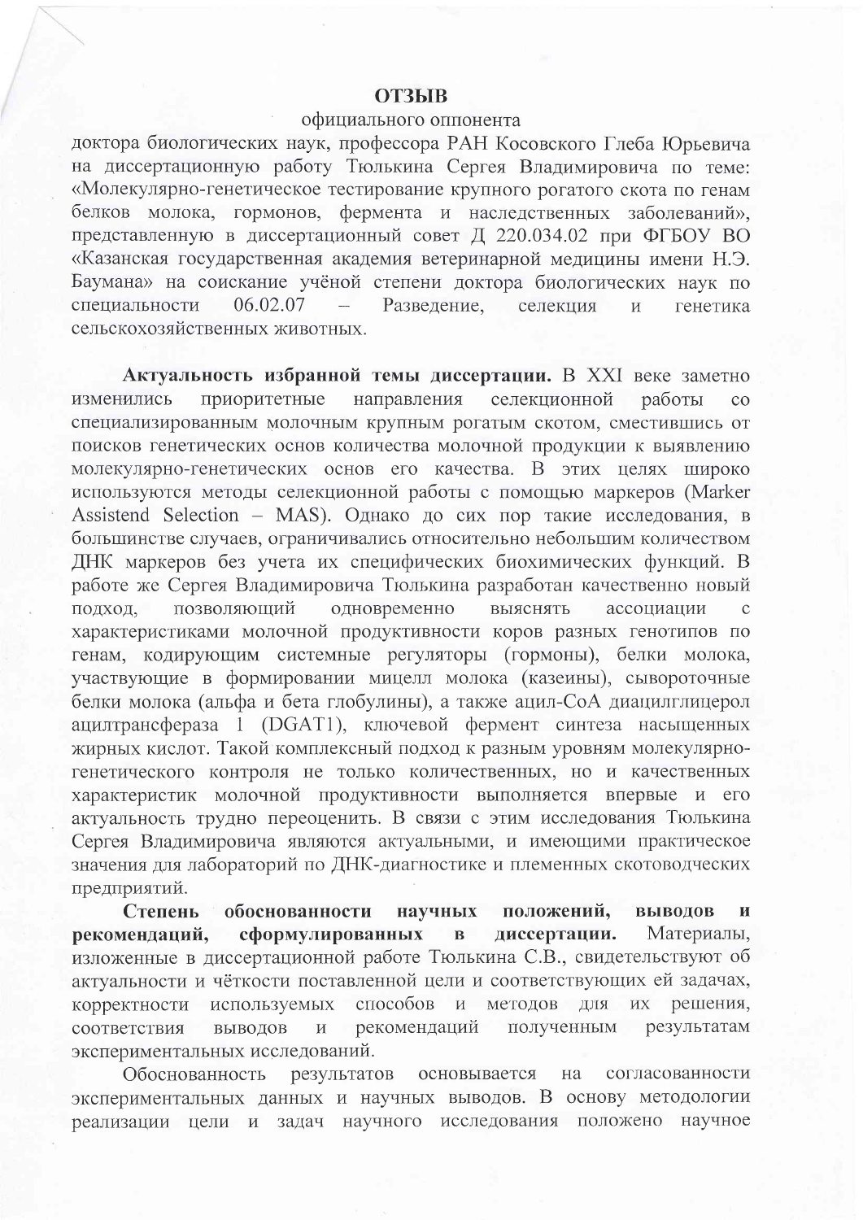# ОТЗЫВ

официального оппонента

доктора биологических наук, профессора РАН Косовского Глеба Юрьевича на диссертационную работу Тюлькина Сергея Владимировича по теме: «Молекулярно-генетическое тестирование крупного рогатого скота по генам белков молока, гормонов, фермента и наследственных заболеваний», представленную в диссертационный совет Д 220.034.02 при ФГБОУ ВО «Казанская государственная академия ветеринарной медицины имени Н.Э. Баумана» на соискание учёной степени доктора биологических наук по специальности 06.02.07 – Разведение, селекция и генетика сельскохозяйственных животных.

**Актуальность избранной темы диссертации.** В XXI веке заметно изменились приоритетные направления селекционной работы со специализированным молочным крупным рогатым скотом, сместившись от поисков генетических основ количества молочной продукции к выявлению молекулярно-генетических основ его качества. В этих целях широко используются методы селекционной работы с помощью маркеров (Marker Assistend Selection – MAS). Однако до сих пор такие исследования, в большинстве случаев, ограничивались относительно небольшим количеством ДНК маркеров без учета их специфических биохимических функций. В работе же Сергея Владимировича Тюлькина разработан качественно новый подход, позволяющий одновременно выяснять ассоциации с характеристиками молочной продуктивности коров разных генотипов по генам, кодирующим системные регуляторы (гормоны), белки молока, участвующие в формировании мицелл молока (казеины), сывороточные белки молока (альфа и бета глобулины), а также ацил-CoA диацилглицерол ацилтрансфераза 1 (DGAT1), ключевой фермент синтеза насыщенных жирных кислот. Такой комплексный подход к разным уровням молекулярно-генетического контроля не только количественных, но и качественных характеристик молочной продуктивности выполняется впервые и его актуальность трудно переоценить. В связи с этим исследования Тюлькина Сергея Владимировича являются актуальными, и имеющими практическое значения для лабораторий по ДНК-диагностике и племенных скотоводческих предприятий.

**Степень обоснованности научных положений, выводов и рекомендаций, сформулированных в диссертации.** Материалы, изложенные в диссертационной работе Тюлькина С.В., свидетельствуют об актуальности и чёткости поставленной цели и соответствующих ей задачах, корректности используемых способов и методов для их решения, соответствия выводов и рекомендаций полученным результатам экспериментальных исследований.

Обоснованность результатов основывается на согласованности экспериментальных данных и научных выводов. В основу методологии реализации цели и задач научного исследования положено научное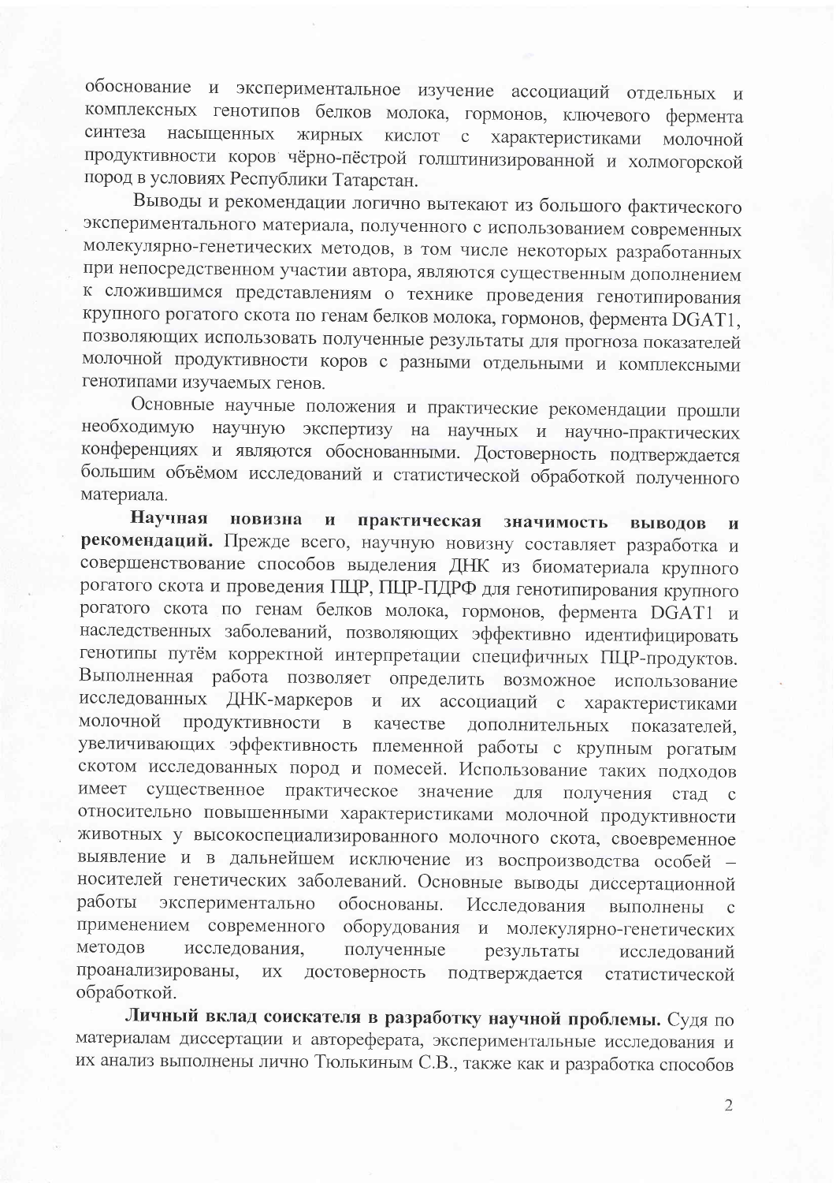обоснование и экспериментальное изучение ассоциаций отдельных и комплексных генотипов белков молока, гормонов, ключевого фермента синтеза насыщенных жирных кислот с характеристиками молочной продуктивности коров чёрно-пёстрой голштинизированной и холмогорской пород в условиях Республики Татарстан.

Выводы и рекомендации логично вытекают из большого фактического экспериментального материала, полученного с использованием современных молекулярно-генетических методов, в том числе некоторых разработанных при непосредственном участии автора, являются существенным дополнением к сложившимся представлениям о технике проведения генотипирования крупного рогатого скота по генам белков молока, гормонов, фермента DGAT1, позволяющих использовать полученные результаты для прогноза показателей молочной продуктивности коров с разными отдельными и комплексными генотипами изучаемых генов.

Основные научные положения и практические рекомендации прошли необходимую научную экспертизу на научных и научно-практических конференциях и являются обоснованными. Достоверность подтверждается большим объёмом исследований и статистической обработкой полученного материала.

**Научная новизна и практическая значимость выводов и рекомендаций.** Прежде всего, научную новизну составляет разработка и совершенствование способов выделения ДНК из биоматериала крупного рогатого скота и проведения ПЦР, ПЦР-ПДРФ для генотипирования крупного рогатого скота по генам белков молока, гормонов, фермента DGAT1 и наследственных заболеваний, позволяющих эффективно идентифицировать генотипы путём корректной интерпретации специфичных ПЦР-продуктов. Выполненная работа позволяет определить возможное использование исследованных ДНК-маркеров и их ассоциаций с характеристиками молочной продуктивности в качестве дополнительных показателей, увеличивающих эффективность племенной работы с крупным рогатым скотом исследованных пород и помесей. Использование таких подходов имеет существенное практическое значение для получения стад с относительно повышенными характеристиками молочной продуктивности животных у высокоспециализированного молочного скота, своевременное выявление и в дальнейшем исключение из воспроизводства особей – носителей генетических заболеваний. Основные выводы диссертационной работы экспериментально обоснованы. Исследования выполнены с применением современного оборудования и молекулярно-генетических методов исследования, полученные результаты исследований проанализированы, их достоверность подтверждается статистической обработкой.

**Личный вклад соискателя в разработку научной проблемы.** Судя по материалам диссертации и автореферата, экспериментальные исследования и их анализ выполнены лично Тюлькиным С.В., также как и разработка способов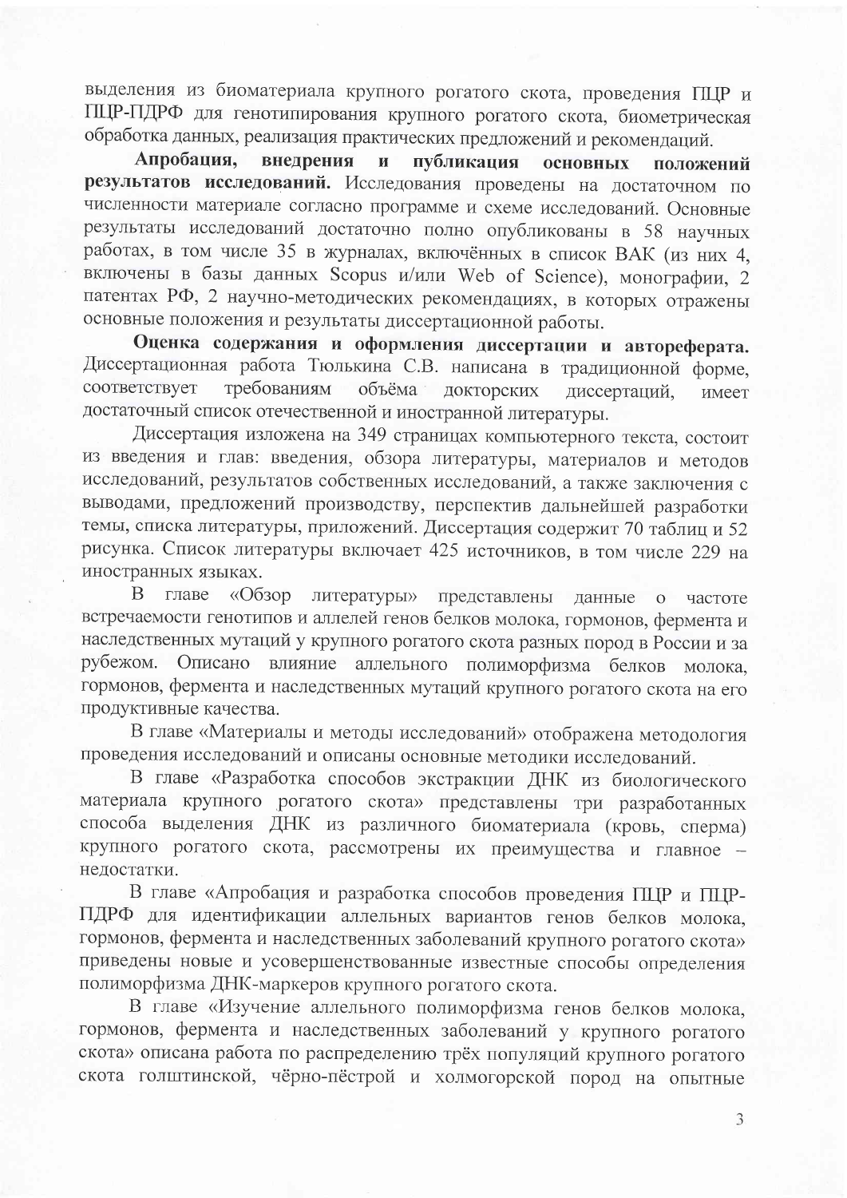выделения из биоматериала крупного рогатого скота, проведения ПЦР и ПЦР-ПДРФ для генотипирования крупного рогатого скота, биометрическая обработка данных, реализация практических предложений и рекомендаций.

**Апробация, внедрения и публикация основных положений результатов исследований.** Исследования проведены на достаточном по численности материале согласно программе и схеме исследований. Основные результаты исследований достаточно полно опубликованы в 58 научных работах, в том числе 35 в журналах, включённых в список ВАК (из них 4, включены в базы данных Scopus и/или Web of Science), монографии, 2 патентах РФ, 2 научно-методических рекомендациях, в которых отражены основные положения и результаты диссертационной работы.

**Оценка содержания и оформления диссертации и автореферата.** Диссертационная работа Тюлькина С.В. написана в традиционной форме, соответствует требованиям объёма докторских диссертаций, имеет достаточный список отечественной и иностранной литературы.

Диссертация изложена на 349 страницах компьютерного текста, состоит из введения и глав: введения, обзора литературы, материалов и методов исследований, результатов собственных исследований, а также заключения с выводами, предложений производству, перспектив дальнейшей разработки темы, списка литературы, приложений. Диссертация содержит 70 таблиц и 52 рисунка. Список литературы включает 425 источников, в том числе 229 на иностранных языках.

В главе «Обзор литературы» представлены данные о частоте встречаемости генотипов и аллелей генов белков молока, гормонов, фермента и наследственных мутаций у крупного рогатого скота разных пород в России и за рубежом. Описано влияние аллельного полиморфизма белков молока, гормонов, фермента и наследственных мутаций крупного рогатого скота на его продуктивные качества.

В главе «Материалы и методы исследований» отображена методология проведения исследований и описаны основные методики исследований.

В главе «Разработка способов экстракции ДНК из биологического материала крупного рогатого скота» представлены три разработанных способа выделения ДНК из различного биоматериала (кровь, сперма) крупного рогатого скота, рассмотрены их преимущества и главное – недостатки.

В главе «Апробация и разработка способов проведения ПЦР и ПЦР-ПДРФ для идентификации аллельных вариантов генов белков молока, гормонов, фермента и наследственных заболеваний крупного рогатого скота» приведены новые и усовершенствованные известные способы определения полиморфизма ДНК-маркеров крупного рогатого скота.

В главе «Изучение аллельного полиморфизма генов белков молока, гормонов, фермента и наследственных заболеваний у крупного рогатого скота» описана работа по распределению трёх популяций крупного рогатого скота голштинской, чёрно-пёстрой и холмогорской пород на опытные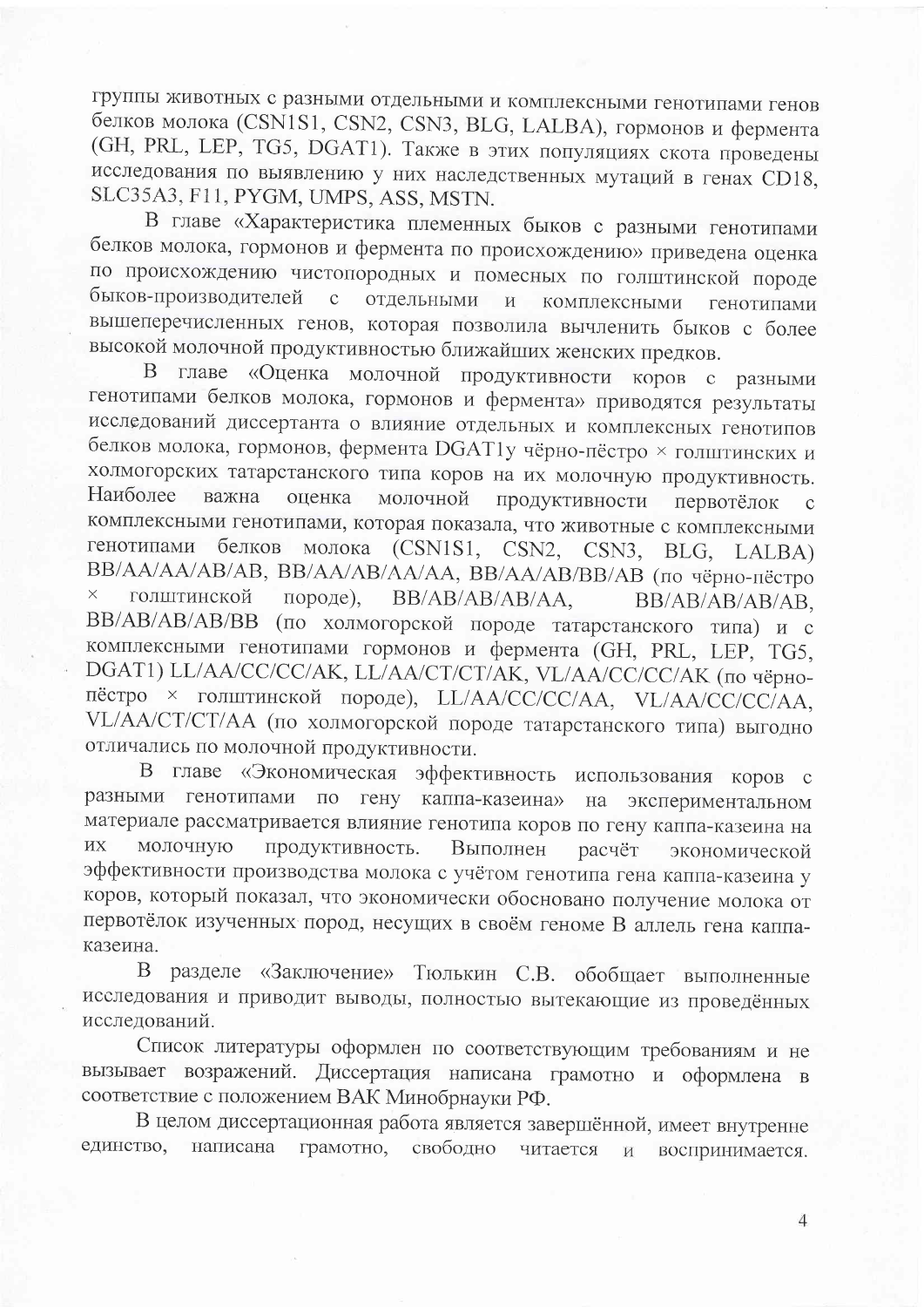группы животных с разными отдельными и комплексными генотипами генов белков молока (CSN1S1, CSN2, CSN3, BLG, LALBA), гормонов и фермента (GH, PRL, LEP, TG5, DGAT1). Также в этих популяциях скота проведены исследования по выявлению у них наследственных мутаций в генах CD18, SLC35A3, F11, PYGM, UMPS, ASS, MSTN.

В главе «Характеристика племенных быков с разными генотипами белков молока, гормонов и фермента по происхождению» приведена оценка по происхождению чистопородных и помесных по голштинской породе быков-производителей с отдельными и комплексными генотипами вышеперечисленных генов, которая позволила вычленить быков с более высокой молочной продуктивностью ближайших женских предков.

В главе «Оценка молочной продуктивности коров с разными генотипами белков молока, гормонов и фермента» приводятся результаты исследований диссертанта о влияние отдельных и комплексных генотипов белков молока, гормонов, фермента DGAT1у чёрно-пёстро × голштинских и холмогорских татарстанского типа коров на их молочную продуктивность. Наиболее важна оценка молочной продуктивности первотёлок с комплексными генотипами, которая показала, что животные с комплексными генотипами белков молока (CSN1S1, CSN2, CSN3, BLG, LALBA) BB/AA/AA/AB/AB, BB/AA/AB/AA/AA, BB/AA/AB/BB/AB (по чёрно-пёстро × голштинской породе), BB/AB/AB/AB/AA, BB/AB/AB/AB/AB, BB/AB/AB/AB/BB (по холмогорской породе татарстанского типа) и с комплексными генотипами гормонов и фермента (GH, PRL, LEP, TG5, DGAT1) LL/AA/CC/CC/AK, LL/AA/CT/CT/AK, VL/AA/CC/CC/AK (по чёрно-пёстро × голштинской породе), LL/AA/CC/CC/AA, VL/AA/CC/CC/AA, VL/AA/CT/CT/AA (по холмогорской породе татарстанского типа) выгодно отличались по молочной продуктивности.

В главе «Экономическая эффективность использования коров с разными генотипами по гену каппа-казеина» на экспериментальном материале рассматривается влияние генотипа коров по гену каппа-казеина на их молочную продуктивность. Выполнен расчёт экономической эффективности производства молока с учётом генотипа гена каппа-казеина у коров, который показал, что экономически обосновано получение молока от первотёлок изученных пород, несущих в своём геноме В аллель гена каппа-казеина.

В разделе «Заключение» Тюлькин С.В. обобщает выполненные исследования и приводит выводы, полностью вытекающие из проведённых исследований.

Список литературы оформлен по соответствующим требованиям и не вызывает возражений. Диссертация написана грамотно и оформлена в соответствие с положением ВАК Минобрнауки РФ.

В целом диссертационная работа является завершённой, имеет внутренне единство, написана грамотно, свободно читается и воспринимается.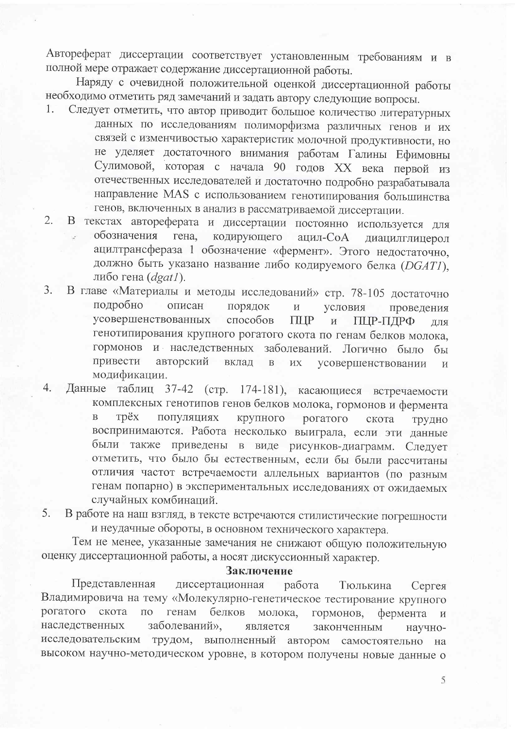Автореферат диссертации соответствует установленным требованиям и в полной мере отражает содержание диссертационной работы.

Наряду с очевидной положительной оценкой диссертационной работы необходимо отметить ряд замечаний и задать автору следующие вопросы.

1. Следует отметить, что автор приводит большое количество литературных данных по исследованиям полиморфизма различных генов и их связей с изменчивостью характеристик молочной продуктивности, но не уделяет достаточного внимания работам Галины Ефимовны Сулимовой, которая с начала 90 годов XX века первой из отечественных исследователей и достаточно подробно разрабатывала направление MAS с использованием генотипирования большинства генов, включенных в анализ в рассматриваемой диссертации.
2. В текстах автореферата и диссертации постоянно используется для обозначения гена, кодирующего ацил-CoA диацилглицерол ацилтрансфераза 1 обозначение «фермент». Этого недостаточно, должно быть указано название либо кодируемого белка (*DGAT1*), либо гена (*dgat1*).
3. В главе «Материалы и методы исследований» стр. 78-105 достаточно подробно описан порядок и условия проведения усовершенствованных способов ПЦР и ПЦР-ПДРФ для генотипирования крупного рогатого скота по генам белков молока, гормонов и наследственных заболеваний. Логично было бы привести авторский вклад в их усовершенствовании и модификации.
4. Данные таблиц 37-42 (стр. 174-181), касающиеся встречаемости комплексных генотипов генов белков молока, гормонов и фермента в трёх популяциях крупного рогатого скота трудно воспринимаются. Работа несколько выиграла, если эти данные были также приведены в виде рисунков-диаграмм. Следует отметить, что было бы естественным, если бы были рассчитаны отличия частот встречаемости аллельных вариантов (по разным генам попарно) в экспериментальных исследованиях от ожидаемых случайных комбинаций.
5. В работе на наш взгляд, в тексте встречаются стилистические погрешности и неудачные обороты, в основном технического характера.

Тем не менее, указанные замечания не снижают общую положительную оценку диссертационной работы, а носят дискуссионный характер.

## Заключение

Представленная диссертационная работа Тюлькина Сергея Владимировича на тему «Молекулярно-генетическое тестирование крупного рогатого скота по генам белков молока, гормонов, фермента и наследственных заболеваний», является законченным научно-исследовательским трудом, выполненный автором самостоятельно на высоком научно-методическом уровне, в котором получены новые данные о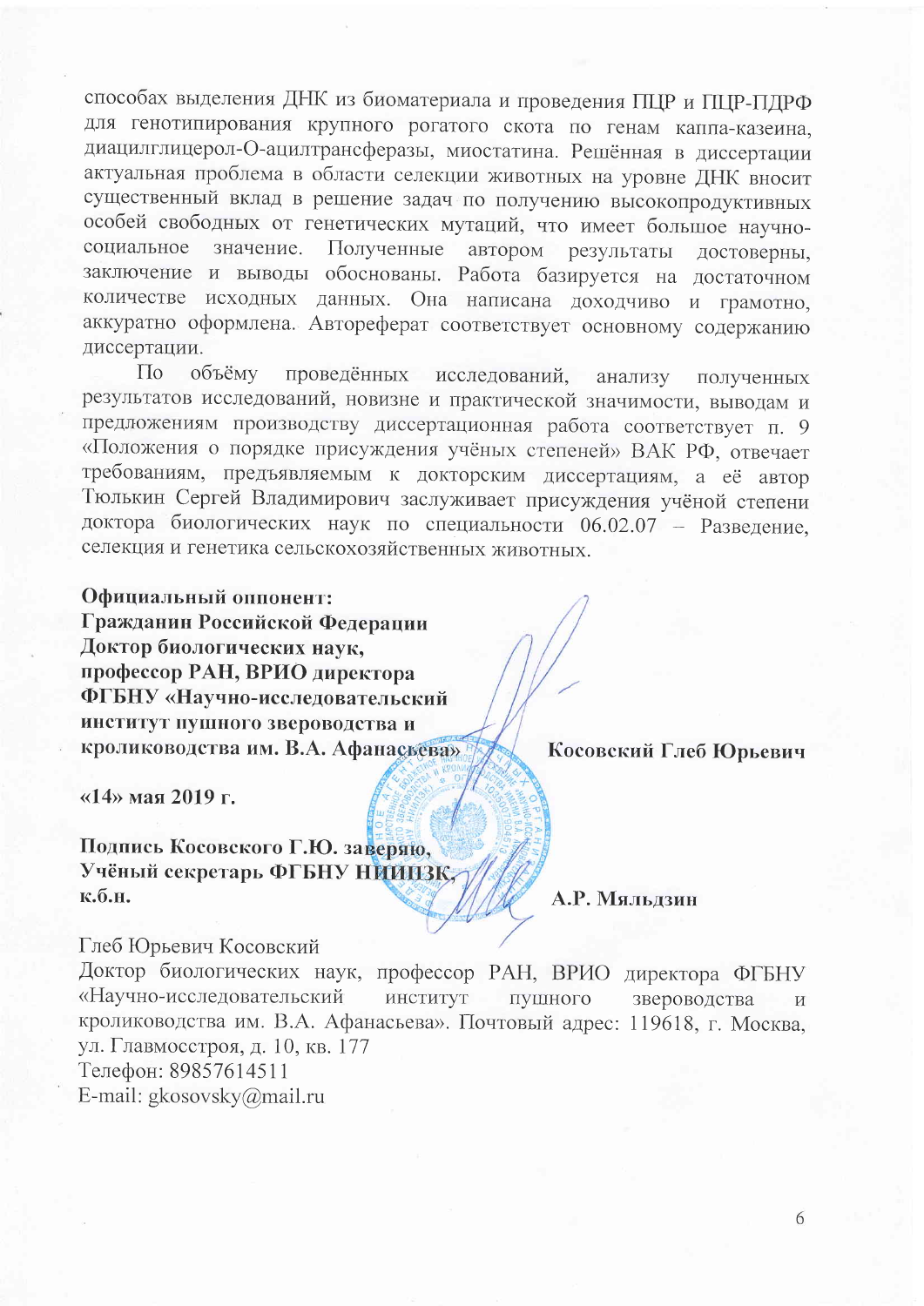способах выделения ДНК из биоматериала и проведения ПЦР и ПЦР-ПДРФ для генотипирования крупного рогатого скота по генам каппа-казеина, диацилглицерол-О-ацилтрансферазы, миостатина. Решённая в диссертации актуальная проблема в области селекции животных на уровне ДНК вносит существенный вклад в решение задач по получению высокопродуктивных особей свободных от генетических мутаций, что имеет большое научно-социальное значение. Полученные автором результаты достоверны, заключение и выводы обоснованы. Работа базируется на достаточном количестве исходных данных. Она написана доходчиво и грамотно, аккуратно оформлена. Автореферат соответствует основному содержанию диссертации.

По объёму проведённых исследований, анализу полученных результатов исследований, новизне и практической значимости, выводам и предложениям производству диссертационная работа соответствует п. 9 «Положения о порядке присуждения учёных степеней» ВАК РФ, отвечает требованиям, предъявляемым к докторским диссертациям, а её автор Тюлькин Сергей Владимирович заслуживает присуждения учёной степени доктора биологических наук по специальности 06.02.07 – Разведение, селекция и генетика сельскохозяйственных животных.

**Официальный оппонент:**
**Гражданин Российской Федерации**
**Доктор биологических наук,**
**профессор РАН, ВРИО директора**
**ФГБНУ «Научно-исследовательский**
**институт пушного звероводства и**
**кролиководства им. В.А. Афанасьева»** **Косовский Глеб Юрьевич**

**«14» мая 2019 г.**

**Подпись Косовского Г.Ю. заверяю,**
**Учёный секретарь ФГБНУ НИИПЗК,**
**к.б.н.** **А.Р. Мяльдзин**

Глеб Юрьевич Косовский
Доктор биологических наук, профессор РАН, ВРИО директора ФГБНУ «Научно-исследовательский институт пушного звероводства и кролиководства им. В.А. Афанасьева». Почтовый адрес: 119618, г. Москва, ул. Главмосстроя, д. 10, кв. 177
Телефон: 89857614511
E-mail: gkosovsky@mail.ru